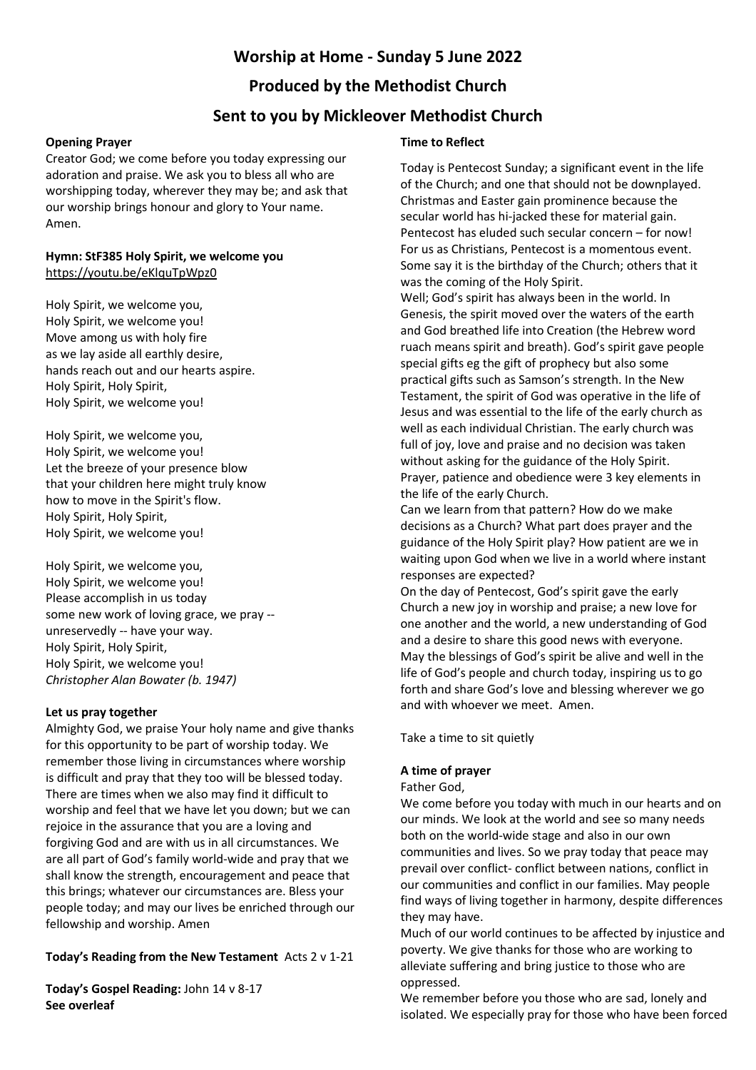# Worship at Home - Sunday 5 June 2022

## Produced by the Methodist Church

## Sent to you by Mickleover Methodist Church

**Opening Prayer**

Creator God; we come before you today expressing our adoration and praise. We ask you to bless all who are worshipping today, wherever they may be; and ask that our worship brings honour and glory to Your name. Amen.

**Hymn: StF385 Holy Spirit, we welcome you**
https://youtu.be/eKlquTpWpz0

Holy Spirit, we welcome you,
Holy Spirit, we welcome you!
Move among us with holy fire
as we lay aside all earthly desire,
hands reach out and our hearts aspire.
Holy Spirit, Holy Spirit,
Holy Spirit, we welcome you!

Holy Spirit, we welcome you,
Holy Spirit, we welcome you!
Let the breeze of your presence blow
that your children here might truly know
how to move in the Spirit's flow.
Holy Spirit, Holy Spirit,
Holy Spirit, we welcome you!

Holy Spirit, we welcome you,
Holy Spirit, we welcome you!
Please accomplish in us today
some new work of loving grace, we pray --
unreservedly -- have your way.
Holy Spirit, Holy Spirit,
Holy Spirit, we welcome you!
*Christopher Alan Bowater (b. 1947)*

**Let us pray together**

Almighty God, we praise Your holy name and give thanks for this opportunity to be part of worship today. We remember those living in circumstances where worship is difficult and pray that they too will be blessed today. There are times when we also may find it difficult to worship and feel that we have let you down; but we can rejoice in the assurance that you are a loving and forgiving God and are with us in all circumstances. We are all part of God's family world-wide and pray that we shall know the strength, encouragement and peace that this brings; whatever our circumstances are. Bless your people today; and may our lives be enriched through our fellowship and worship. Amen

**Today's Reading from the New Testament** Acts 2 v 1-21

**Today's Gospel Reading:** John 14 v 8-17
**See overleaf**

**Time to Reflect**

Today is Pentecost Sunday; a significant event in the life of the Church; and one that should not be downplayed. Christmas and Easter gain prominence because the secular world has hi-jacked these for material gain. Pentecost has eluded such secular concern – for now! For us as Christians, Pentecost is a momentous event. Some say it is the birthday of the Church; others that it was the coming of the Holy Spirit.

Well; God's spirit has always been in the world. In Genesis, the spirit moved over the waters of the earth and God breathed life into Creation (the Hebrew word ruach means spirit and breath). God's spirit gave people special gifts eg the gift of prophecy but also some practical gifts such as Samson's strength. In the New Testament, the spirit of God was operative in the life of Jesus and was essential to the life of the early church as well as each individual Christian. The early church was full of joy, love and praise and no decision was taken without asking for the guidance of the Holy Spirit. Prayer, patience and obedience were 3 key elements in the life of the early Church.

Can we learn from that pattern? How do we make decisions as a Church? What part does prayer and the guidance of the Holy Spirit play? How patient are we in waiting upon God when we live in a world where instant responses are expected?

On the day of Pentecost, God's spirit gave the early Church a new joy in worship and praise; a new love for one another and the world, a new understanding of God and a desire to share this good news with everyone. May the blessings of God's spirit be alive and well in the life of God's people and church today, inspiring us to go forth and share God's love and blessing wherever we go and with whoever we meet. Amen.

Take a time to sit quietly

**A time of prayer**

Father God,

We come before you today with much in our hearts and on our minds. We look at the world and see so many needs both on the world-wide stage and also in our own communities and lives. So we pray today that peace may prevail over conflict- conflict between nations, conflict in our communities and conflict in our families. May people find ways of living together in harmony, despite differences they may have.

Much of our world continues to be affected by injustice and poverty. We give thanks for those who are working to alleviate suffering and bring justice to those who are oppressed.

We remember before you those who are sad, lonely and isolated. We especially pray for those who have been forced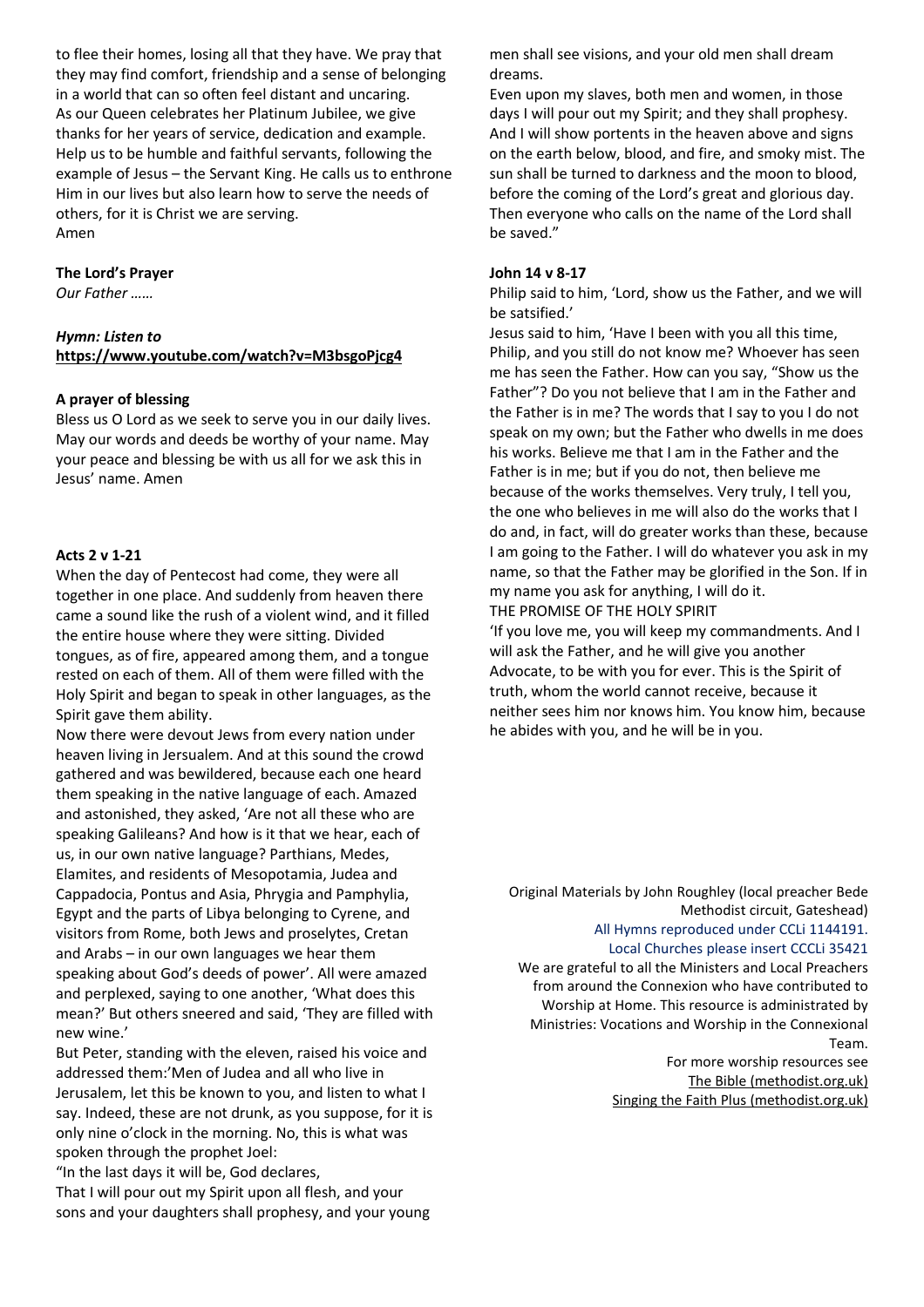to flee their homes, losing all that they have. We pray that they may find comfort, friendship and a sense of belonging in a world that can so often feel distant and uncaring.
As our Queen celebrates her Platinum Jubilee, we give thanks for her years of service, dedication and example. Help us to be humble and faithful servants, following the example of Jesus – the Servant King. He calls us to enthrone Him in our lives but also learn how to serve the needs of others, for it is Christ we are serving.
Amen

**The Lord's Prayer**
*Our Father ……*

***Hymn: Listen to***
**https://www.youtube.com/watch?v=M3bsgoPjcg4**

**A prayer of blessing**
Bless us O Lord as we seek to serve you in our daily lives. May our words and deeds be worthy of your name. May your peace and blessing be with us all for we ask this in Jesus' name. Amen

**Acts 2 v 1-21**
When the day of Pentecost had come, they were all together in one place. And suddenly from heaven there came a sound like the rush of a violent wind, and it filled the entire house where they were sitting. Divided tongues, as of fire, appeared among them, and a tongue rested on each of them. All of them were filled with the Holy Spirit and began to speak in other languages, as the Spirit gave them ability.
Now there were devout Jews from every nation under heaven living in Jersualem. And at this sound the crowd gathered and was bewildered, because each one heard them speaking in the native language of each. Amazed and astonished, they asked, 'Are not all these who are speaking Galileans? And how is it that we hear, each of us, in our own native language? Parthians, Medes, Elamites, and residents of Mesopotamia, Judea and Cappadocia, Pontus and Asia, Phrygia and Pamphylia, Egypt and the parts of Libya belonging to Cyrene, and visitors from Rome, both Jews and proselytes, Cretan and Arabs – in our own languages we hear them speaking about God's deeds of power'. All were amazed and perplexed, saying to one another, 'What does this mean?' But others sneered and said, 'They are filled with new wine.'
But Peter, standing with the eleven, raised his voice and addressed them:'Men of Judea and all who live in Jerusalem, let this be known to you, and listen to what I say. Indeed, these are not drunk, as you suppose, for it is only nine o'clock in the morning. No, this is what was spoken through the prophet Joel:
"In the last days it will be, God declares,
That I will pour out my Spirit upon all flesh, and your sons and your daughters shall prophesy, and your young men shall see visions, and your old men shall dream dreams.
Even upon my slaves, both men and women, in those days I will pour out my Spirit; and they shall prophesy. And I will show portents in the heaven above and signs on the earth below, blood, and fire, and smoky mist. The sun shall be turned to darkness and the moon to blood, before the coming of the Lord's great and glorious day. Then everyone who calls on the name of the Lord shall be saved."

**John 14 v 8-17**
Philip said to him, 'Lord, show us the Father, and we will be satsified.'
Jesus said to him, 'Have I been with you all this time, Philip, and you still do not know me? Whoever has seen me has seen the Father. How can you say, "Show us the Father"? Do you not believe that I am in the Father and the Father is in me? The words that I say to you I do not speak on my own; but the Father who dwells in me does his works. Believe me that I am in the Father and the Father is in me; but if you do not, then believe me because of the works themselves. Very truly, I tell you, the one who believes in me will also do the works that I do and, in fact, will do greater works than these, because I am going to the Father. I will do whatever you ask in my name, so that the Father may be glorified in the Son. If in my name you ask for anything, I will do it.
THE PROMISE OF THE HOLY SPIRIT
'If you love me, you will keep my commandments. And I will ask the Father, and he will give you another Advocate, to be with you for ever. This is the Spirit of truth, whom the world cannot receive, because it neither sees him nor knows him. You know him, because he abides with you, and he will be in you.

Original Materials by John Roughley (local preacher Bede Methodist circuit, Gateshead)
All Hymns reproduced under CCLi 1144191.
Local Churches please insert CCCLi 35421
We are grateful to all the Ministers and Local Preachers from around the Connexion who have contributed to Worship at Home. This resource is administrated by Ministries: Vocations and Worship in the Connexional Team.
For more worship resources see
The Bible (methodist.org.uk)
Singing the Faith Plus (methodist.org.uk)